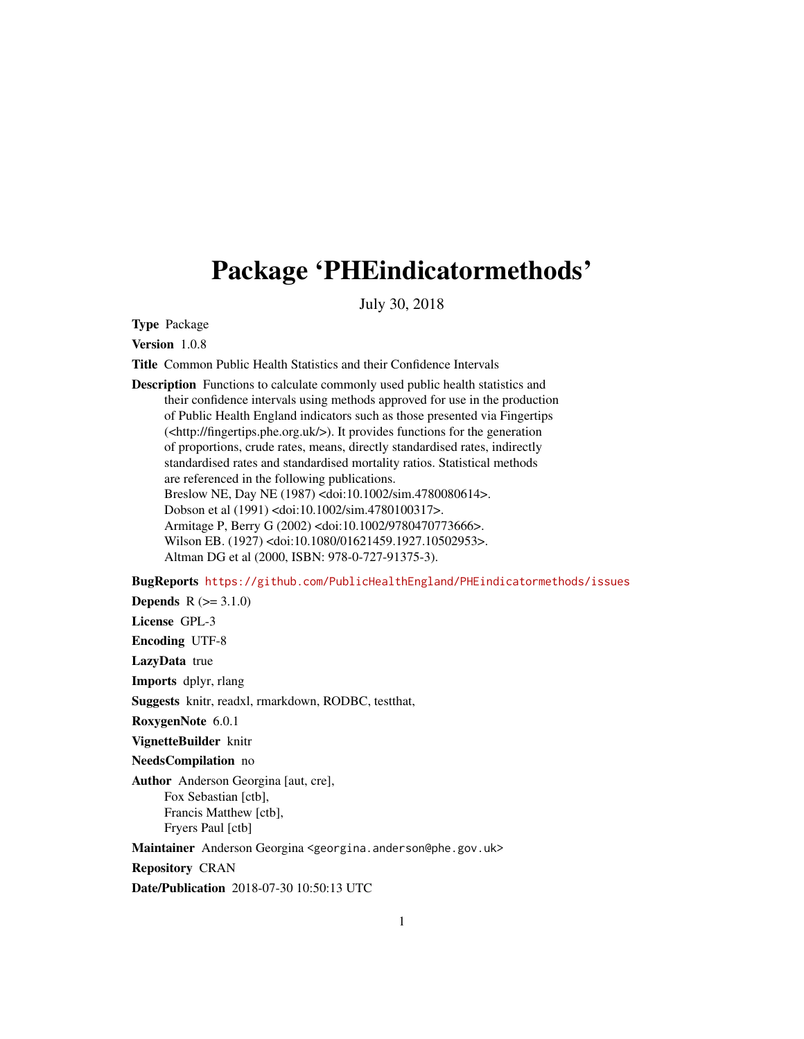# Package 'PHEindicatormethods'

July 30, 2018

**Type** Package

**Version** 1.0.8

**Title** Common Public Health Statistics and their Confidence Intervals

**Description** Functions to calculate commonly used public health statistics and their confidence intervals using methods approved for use in the production of Public Health England indicators such as those presented via Fingertips (<http://fingertips.phe.org.uk/>). It provides functions for the generation of proportions, crude rates, means, directly standardised rates, indirectly standardised rates and standardised mortality ratios. Statistical methods are referenced in the following publications.
Breslow NE, Day NE (1987) <doi:10.1002/sim.4780080614>.
Dobson et al (1991) <doi:10.1002/sim.4780100317>.
Armitage P, Berry G (2002) <doi:10.1002/9780470773666>.
Wilson EB. (1927) <doi:10.1080/01621459.1927.10502953>.
Altman DG et al (2000, ISBN: 978-0-727-91375-3).

**BugReports** https://github.com/PublicHealthEngland/PHEindicatormethods/issues

**Depends** R (>= 3.1.0)

**License** GPL-3

**Encoding** UTF-8

**LazyData** true

**Imports** dplyr, rlang

**Suggests** knitr, readxl, rmarkdown, RODBC, testthat,

**RoxygenNote** 6.0.1

**VignetteBuilder** knitr

**NeedsCompilation** no

**Author** Anderson Georgina [aut, cre],
Fox Sebastian [ctb],
Francis Matthew [ctb],
Fryers Paul [ctb]

**Maintainer** Anderson Georgina <georgina.anderson@phe.gov.uk>

**Repository** CRAN

**Date/Publication** 2018-07-30 10:50:13 UTC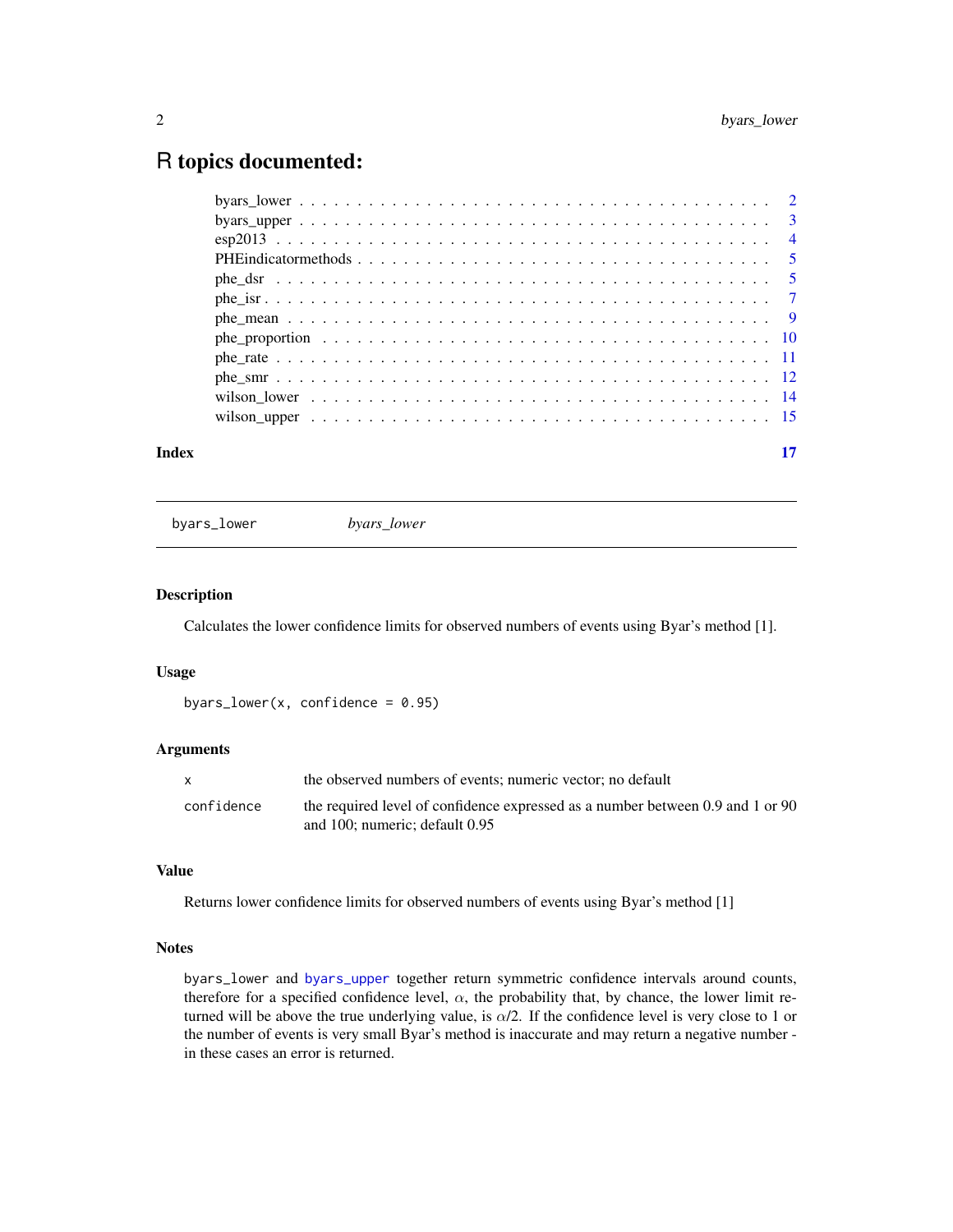# R topics documented:

byars_lower . . . . . . . . . . . . . . . . . . . . . . . . . . . . . . . . . . . . . . 2
byars_upper . . . . . . . . . . . . . . . . . . . . . . . . . . . . . . . . . . . . . . 3
esp2013 . . . . . . . . . . . . . . . . . . . . . . . . . . . . . . . . . . . . . . . . 4
PHEindicatormethods . . . . . . . . . . . . . . . . . . . . . . . . . . . . . . . . . 5
phe_dsr . . . . . . . . . . . . . . . . . . . . . . . . . . . . . . . . . . . . . . . . 5
phe_isr . . . . . . . . . . . . . . . . . . . . . . . . . . . . . . . . . . . . . . . . 7
phe_mean . . . . . . . . . . . . . . . . . . . . . . . . . . . . . . . . . . . . . . . 9
phe_proportion . . . . . . . . . . . . . . . . . . . . . . . . . . . . . . . . . . . . 10
phe_rate . . . . . . . . . . . . . . . . . . . . . . . . . . . . . . . . . . . . . . . 11
phe_smr . . . . . . . . . . . . . . . . . . . . . . . . . . . . . . . . . . . . . . . 12
wilson_lower . . . . . . . . . . . . . . . . . . . . . . . . . . . . . . . . . . . . . 14
wilson_upper . . . . . . . . . . . . . . . . . . . . . . . . . . . . . . . . . . . . . 15

**Index** 17

---

`byars_lower` *byars_lower*

---

### Description

Calculates the lower confidence limits for observed numbers of events using Byar's method [1].

### Usage

```
byars_lower(x, confidence = 0.95)
```

### Arguments

| | |
|---|---|
| `x` | the observed numbers of events; numeric vector; no default |
| `confidence` | the required level of confidence expressed as a number between 0.9 and 1 or 90 and 100; numeric; default 0.95 |

### Value

Returns lower confidence limits for observed numbers of events using Byar's method [1]

### Notes

`byars_lower` and `byars_upper` together return symmetric confidence intervals around counts, therefore for a specified confidence level, $\alpha$, the probability that, by chance, the lower limit returned will be above the true underlying value, is $\alpha/2$. If the confidence level is very close to 1 or the number of events is very small Byar's method is inaccurate and may return a negative number - in these cases an error is returned.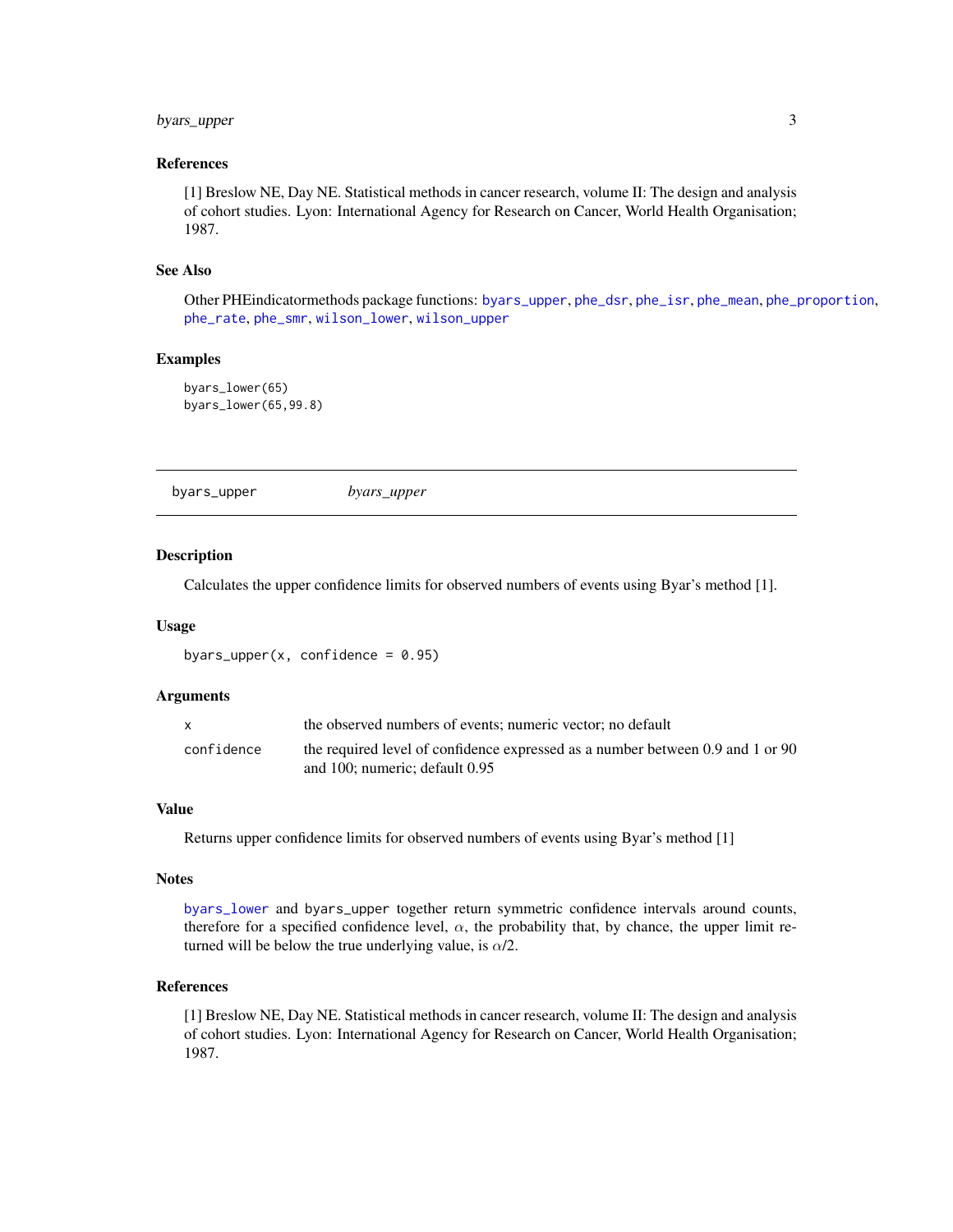## References

[1] Breslow NE, Day NE. Statistical methods in cancer research, volume II: The design and analysis of cohort studies. Lyon: International Agency for Research on Cancer, World Health Organisation; 1987.

## See Also

Other PHEindicatormethods package functions: byars_upper, phe_dsr, phe_isr, phe_mean, phe_proportion, phe_rate, phe_smr, wilson_lower, wilson_upper

## Examples

```
byars_lower(65)
byars_lower(65,99.8)
```

---

# byars_upper *byars_upper*

---

## Description

Calculates the upper confidence limits for observed numbers of events using Byar's method [1].

## Usage

```
byars_upper(x, confidence = 0.95)
```

## Arguments

| | |
|---|---|
| x | the observed numbers of events; numeric vector; no default |
| confidence | the required level of confidence expressed as a number between 0.9 and 1 or 90 and 100; numeric; default 0.95 |

## Value

Returns upper confidence limits for observed numbers of events using Byar's method [1]

## Notes

byars_lower and byars_upper together return symmetric confidence intervals around counts, therefore for a specified confidence level, $\alpha$, the probability that, by chance, the upper limit returned will be below the true underlying value, is $\alpha$/2.

## References

[1] Breslow NE, Day NE. Statistical methods in cancer research, volume II: The design and analysis of cohort studies. Lyon: International Agency for Research on Cancer, World Health Organisation; 1987.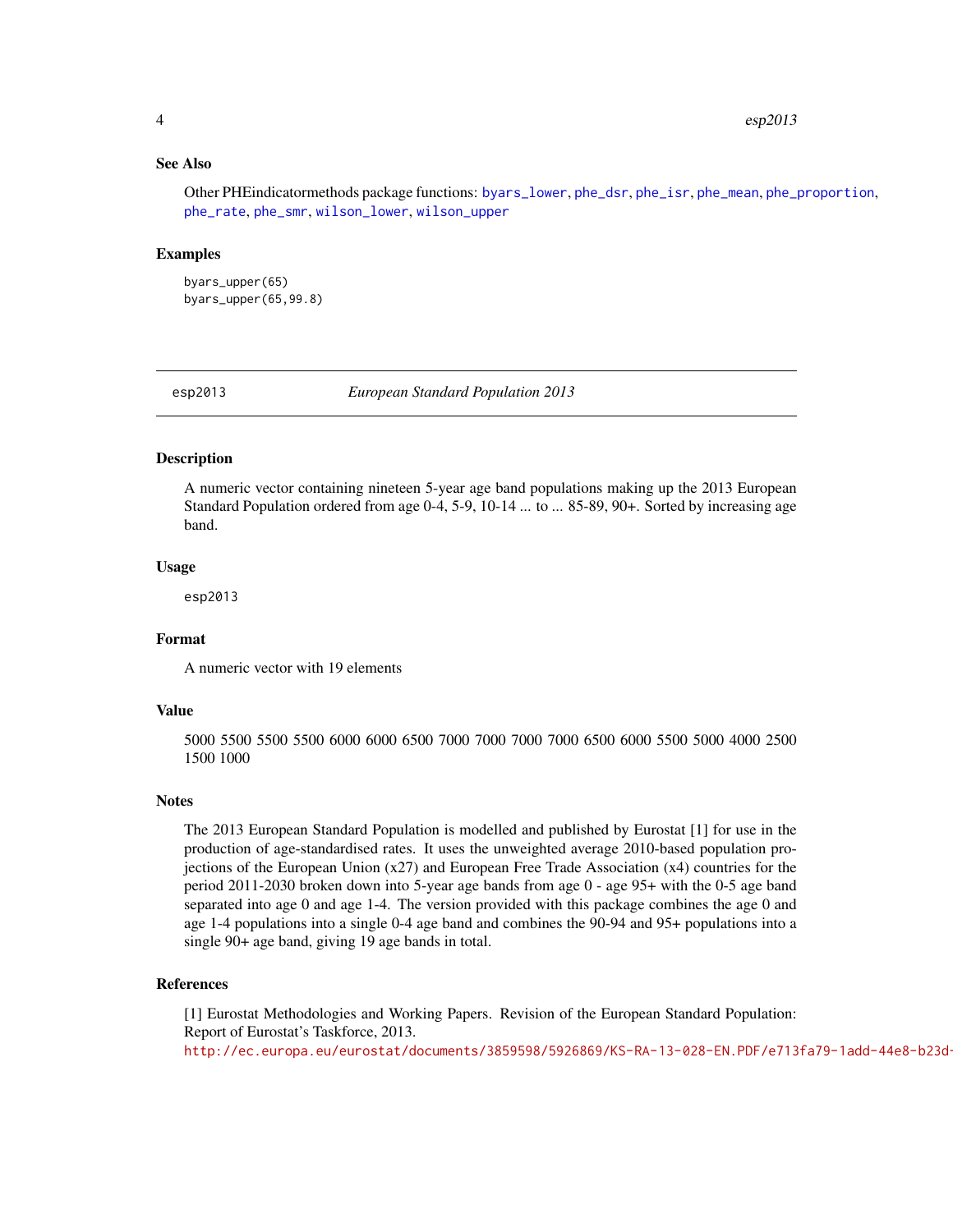## See Also

Other PHEindicatormethods package functions: byars_lower, phe_dsr, phe_isr, phe_mean, phe_proportion, phe_rate, phe_smr, wilson_lower, wilson_upper

## Examples

```
byars_upper(65)
byars_upper(65,99.8)
```

---

# esp2013 — *European Standard Population 2013*

## Description

A numeric vector containing nineteen 5-year age band populations making up the 2013 European Standard Population ordered from age 0-4, 5-9, 10-14 ... to ... 85-89, 90+. Sorted by increasing age band.

## Usage

```
esp2013
```

## Format

A numeric vector with 19 elements

## Value

5000 5500 5500 5500 6000 6000 6500 7000 7000 7000 7000 6500 6000 5500 5000 4000 2500 1500 1000

## Notes

The 2013 European Standard Population is modelled and published by Eurostat [1] for use in the production of age-standardised rates. It uses the unweighted average 2010-based population projections of the European Union (x27) and European Free Trade Association (x4) countries for the period 2011-2030 broken down into 5-year age bands from age 0 - age 95+ with the 0-5 age band separated into age 0 and age 1-4. The version provided with this package combines the age 0 and age 1-4 populations into a single 0-4 age band and combines the 90-94 and 95+ populations into a single 90+ age band, giving 19 age bands in total.

## References

[1] Eurostat Methodologies and Working Papers. Revision of the European Standard Population: Report of Eurostat's Taskforce, 2013.
http://ec.europa.eu/eurostat/documents/3859598/5926869/KS-RA-13-028-EN.PDF/e713fa79-1add-44e8-b23d-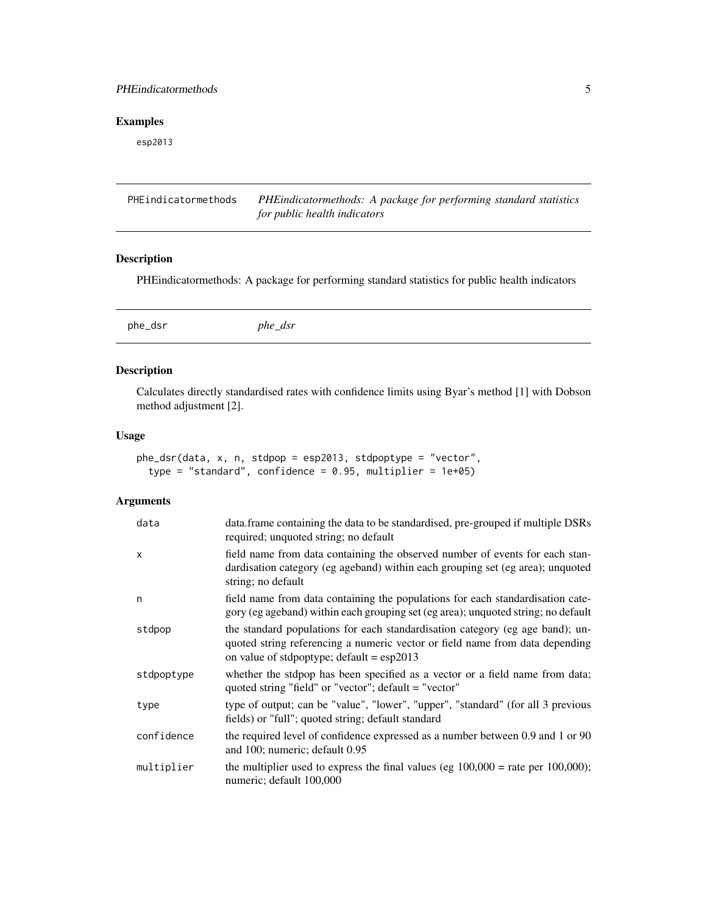## Examples

```
esp2013
```

---

## PHEindicatormethods — *PHEindicatormethods: A package for performing standard statistics for public health indicators*

### Description

PHEindicatormethods: A package for performing standard statistics for public health indicators

---

## phe_dsr — *phe_dsr*

### Description

Calculates directly standardised rates with confidence limits using Byar's method [1] with Dobson method adjustment [2].

### Usage

```
phe_dsr(data, x, n, stdpop = esp2013, stdpoptype = "vector",
  type = "standard", confidence = 0.95, multiplier = 1e+05)
```

### Arguments

| Argument | Description |
|---|---|
| data | data.frame containing the data to be standardised, pre-grouped if multiple DSRs required; unquoted string; no default |
| x | field name from data containing the observed number of events for each standardisation category (eg ageband) within each grouping set (eg area); unquoted string; no default |
| n | field name from data containing the populations for each standardisation category (eg ageband) within each grouping set (eg area); unquoted string; no default |
| stdpop | the standard populations for each standardisation category (eg age band); unquoted string referencing a numeric vector or field name from data depending on value of stdpoptype; default = esp2013 |
| stdpoptype | whether the stdpop has been specified as a vector or a field name from data; quoted string "field" or "vector"; default = "vector" |
| type | type of output; can be "value", "lower", "upper", "standard" (for all 3 previous fields) or "full"; quoted string; default standard |
| confidence | the required level of confidence expressed as a number between 0.9 and 1 or 90 and 100; numeric; default 0.95 |
| multiplier | the multiplier used to express the final values (eg 100,000 = rate per 100,000); numeric; default 100,000 |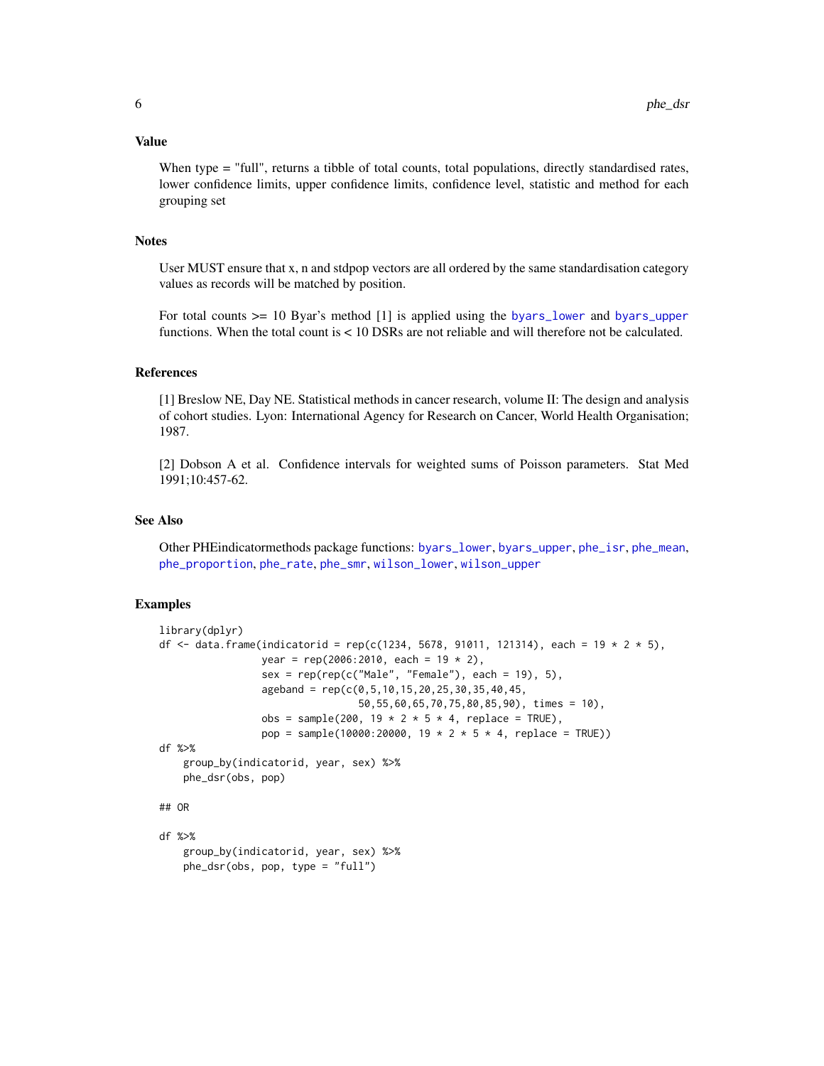### Value

When type = "full", returns a tibble of total counts, total populations, directly standardised rates, lower confidence limits, upper confidence limits, confidence level, statistic and method for each grouping set

### Notes

User MUST ensure that x, n and stdpop vectors are all ordered by the same standardisation category values as records will be matched by position.

For total counts >= 10 Byar's method [1] is applied using the byars_lower and byars_upper functions. When the total count is < 10 DSRs are not reliable and will therefore not be calculated.

### References

[1] Breslow NE, Day NE. Statistical methods in cancer research, volume II: The design and analysis of cohort studies. Lyon: International Agency for Research on Cancer, World Health Organisation; 1987.

[2] Dobson A et al. Confidence intervals for weighted sums of Poisson parameters. Stat Med 1991;10:457-62.

### See Also

Other PHEindicatormethods package functions: byars_lower, byars_upper, phe_isr, phe_mean, phe_proportion, phe_rate, phe_smr, wilson_lower, wilson_upper

### Examples

```
library(dplyr)
df <- data.frame(indicatorid = rep(c(1234, 5678, 91011, 121314), each = 19 * 2 * 5),
                 year = rep(2006:2010, each = 19 * 2),
                 sex = rep(rep(c("Male", "Female"), each = 19), 5),
                 ageband = rep(c(0,5,10,15,20,25,30,35,40,45,
                                 50,55,60,65,70,75,80,85,90), times = 10),
                 obs = sample(200, 19 * 2 * 5 * 4, replace = TRUE),
                 pop = sample(10000:20000, 19 * 2 * 5 * 4, replace = TRUE))
df %>%
    group_by(indicatorid, year, sex) %>%
    phe_dsr(obs, pop)

## OR

df %>%
    group_by(indicatorid, year, sex) %>%
    phe_dsr(obs, pop, type = "full")
```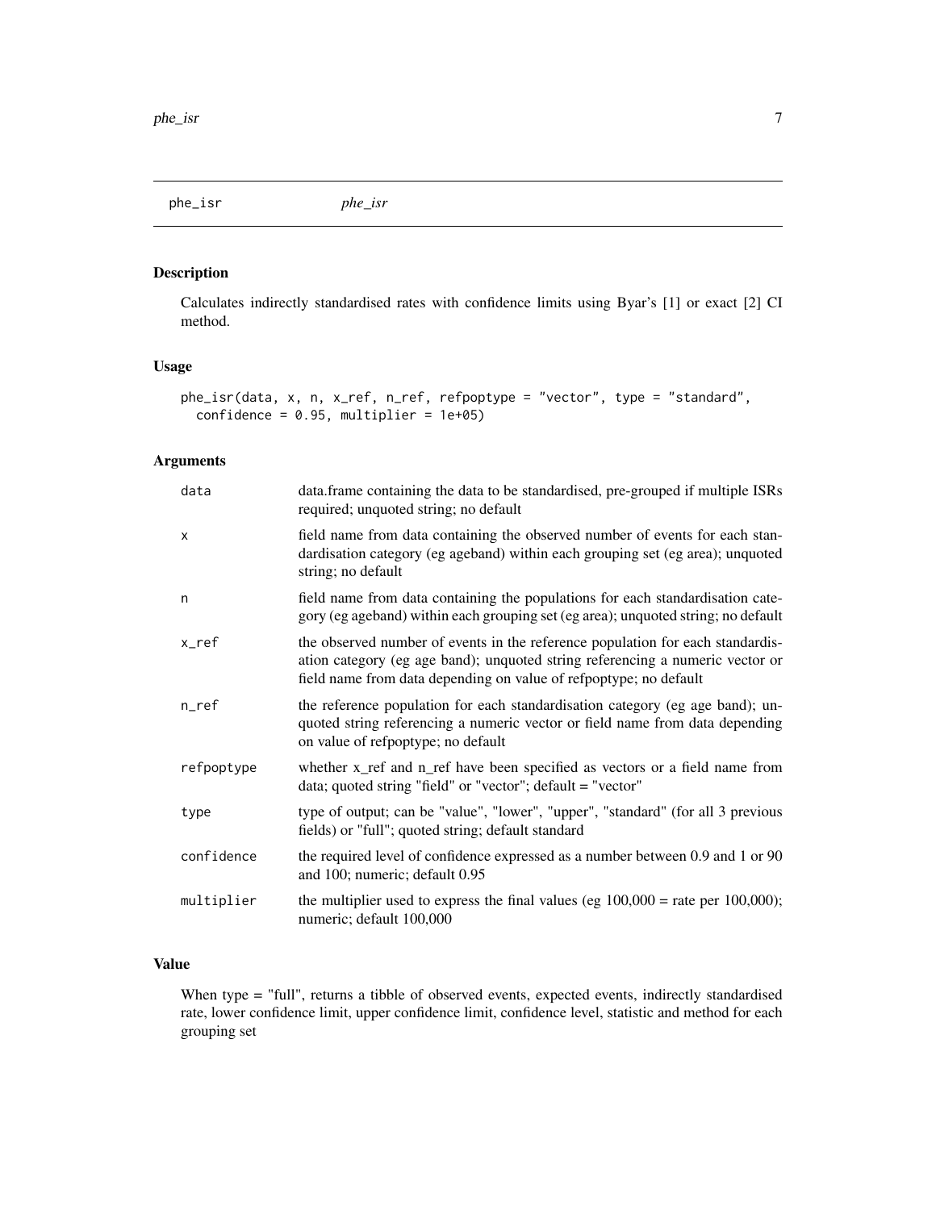# phe_isr — *phe_isr*

## Description

Calculates indirectly standardised rates with confidence limits using Byar's [1] or exact [2] CI method.

## Usage

```
phe_isr(data, x, n, x_ref, n_ref, refpoptype = "vector", type = "standard",
  confidence = 0.95, multiplier = 1e+05)
```

## Arguments

| Argument | Description |
|---|---|
| data | data.frame containing the data to be standardised, pre-grouped if multiple ISRs required; unquoted string; no default |
| x | field name from data containing the observed number of events for each standardisation category (eg ageband) within each grouping set (eg area); unquoted string; no default |
| n | field name from data containing the populations for each standardisation category (eg ageband) within each grouping set (eg area); unquoted string; no default |
| x_ref | the observed number of events in the reference population for each standardisation category (eg age band); unquoted string referencing a numeric vector or field name from data depending on value of refpoptype; no default |
| n_ref | the reference population for each standardisation category (eg age band); unquoted string referencing a numeric vector or field name from data depending on value of refpoptype; no default |
| refpoptype | whether x_ref and n_ref have been specified as vectors or a field name from data; quoted string "field" or "vector"; default = "vector" |
| type | type of output; can be "value", "lower", "upper", "standard" (for all 3 previous fields) or "full"; quoted string; default standard |
| confidence | the required level of confidence expressed as a number between 0.9 and 1 or 90 and 100; numeric; default 0.95 |
| multiplier | the multiplier used to express the final values (eg 100,000 = rate per 100,000); numeric; default 100,000 |

## Value

When type = "full", returns a tibble of observed events, expected events, indirectly standardised rate, lower confidence limit, upper confidence limit, confidence level, statistic and method for each grouping set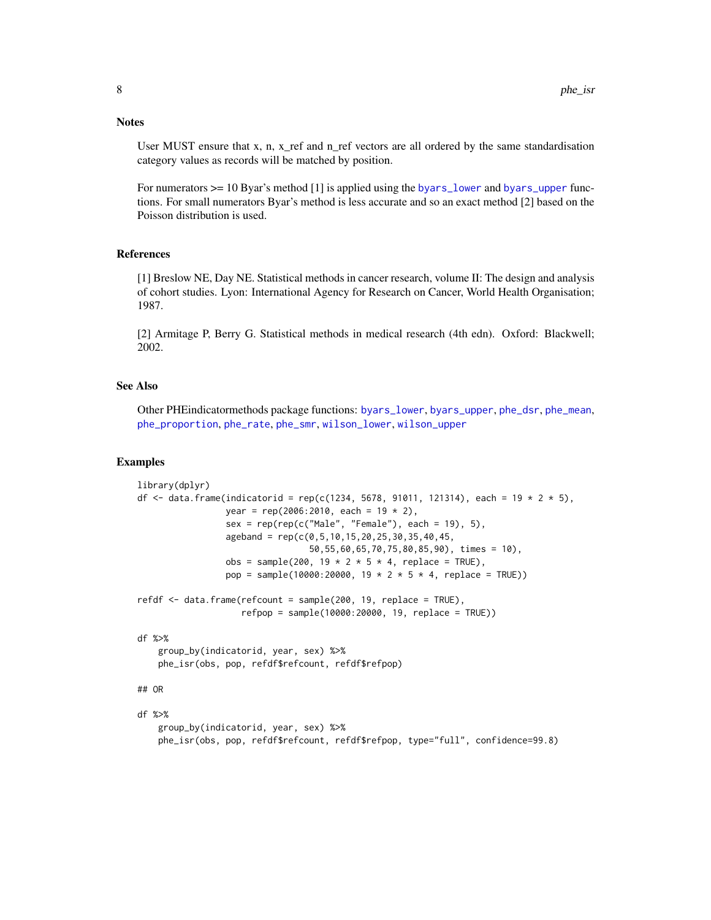### Notes

User MUST ensure that x, n, x_ref and n_ref vectors are all ordered by the same standardisation category values as records will be matched by position.

For numerators >= 10 Byar's method [1] is applied using the byars_lower and byars_upper functions. For small numerators Byar's method is less accurate and so an exact method [2] based on the Poisson distribution is used.

### References

[1] Breslow NE, Day NE. Statistical methods in cancer research, volume II: The design and analysis of cohort studies. Lyon: International Agency for Research on Cancer, World Health Organisation; 1987.

[2] Armitage P, Berry G. Statistical methods in medical research (4th edn). Oxford: Blackwell; 2002.

### See Also

Other PHEindicatormethods package functions: byars_lower, byars_upper, phe_dsr, phe_mean, phe_proportion, phe_rate, phe_smr, wilson_lower, wilson_upper

### Examples

```
library(dplyr)
df <- data.frame(indicatorid = rep(c(1234, 5678, 91011, 121314), each = 19 * 2 * 5),
                 year = rep(2006:2010, each = 19 * 2),
                 sex = rep(rep(c("Male", "Female"), each = 19), 5),
                 ageband = rep(c(0,5,10,15,20,25,30,35,40,45,
                                 50,55,60,65,70,75,80,85,90), times = 10),
                 obs = sample(200, 19 * 2 * 5 * 4, replace = TRUE),
                 pop = sample(10000:20000, 19 * 2 * 5 * 4, replace = TRUE))

refdf <- data.frame(refcount = sample(200, 19, replace = TRUE),
                    refpop = sample(10000:20000, 19, replace = TRUE))

df %>%
    group_by(indicatorid, year, sex) %>%
    phe_isr(obs, pop, refdf$refcount, refdf$refpop)

## OR

df %>%
    group_by(indicatorid, year, sex) %>%
    phe_isr(obs, pop, refdf$refcount, refdf$refpop, type="full", confidence=99.8)
```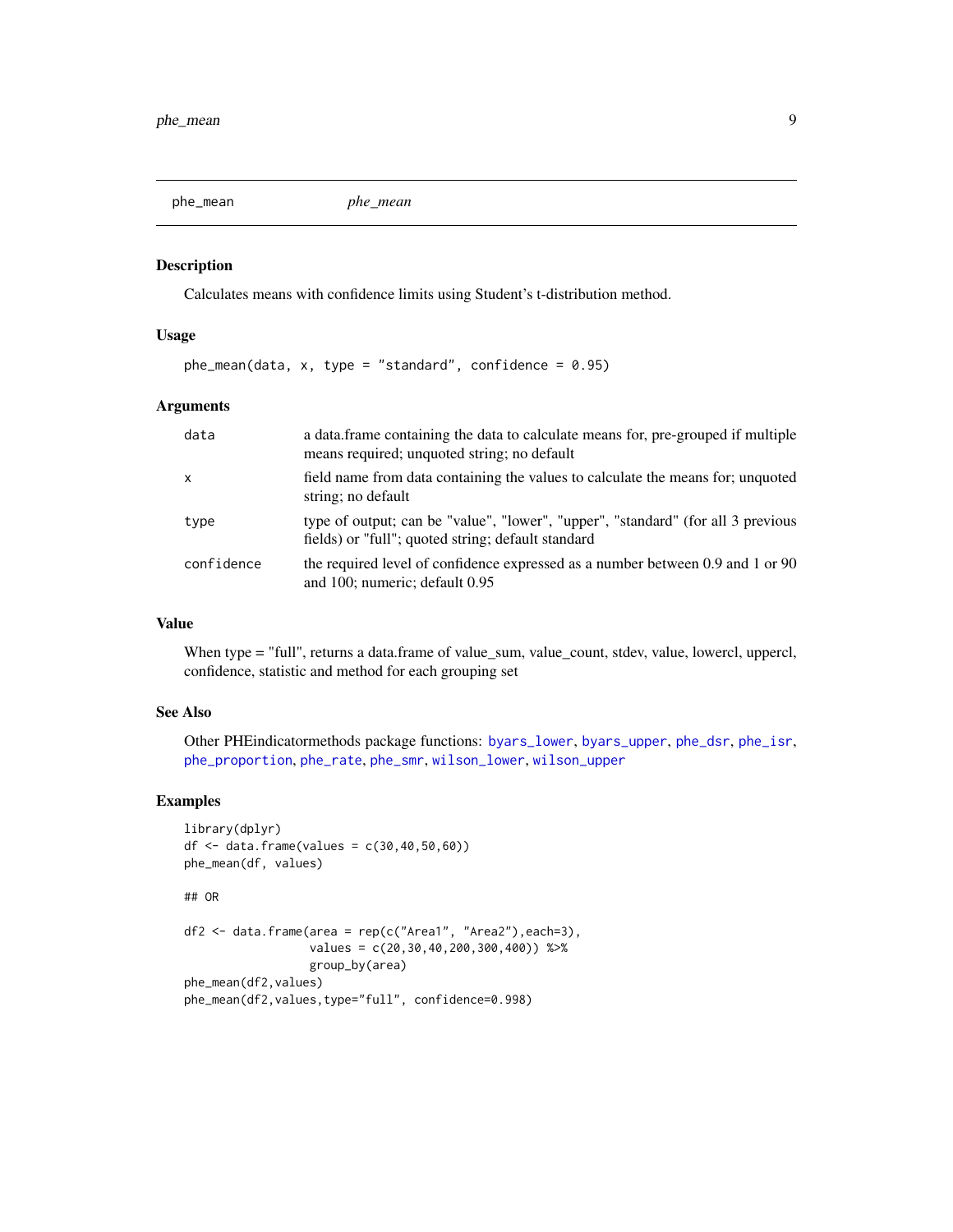phe_mean — *phe_mean*

## Description

Calculates means with confidence limits using Student's t-distribution method.

## Usage

```
phe_mean(data, x, type = "standard", confidence = 0.95)
```

## Arguments

| | |
|---|---|
| data | a data.frame containing the data to calculate means for, pre-grouped if multiple means required; unquoted string; no default |
| x | field name from data containing the values to calculate the means for; unquoted string; no default |
| type | type of output; can be "value", "lower", "upper", "standard" (for all 3 previous fields) or "full"; quoted string; default standard |
| confidence | the required level of confidence expressed as a number between 0.9 and 1 or 90 and 100; numeric; default 0.95 |

## Value

When type = "full", returns a data.frame of value_sum, value_count, stdev, value, lowercl, uppercl, confidence, statistic and method for each grouping set

## See Also

Other PHEindicatormethods package functions: byars_lower, byars_upper, phe_dsr, phe_isr, phe_proportion, phe_rate, phe_smr, wilson_lower, wilson_upper

## Examples

```
library(dplyr)
df <- data.frame(values = c(30,40,50,60))
phe_mean(df, values)

## OR

df2 <- data.frame(area = rep(c("Area1", "Area2"),each=3),
                  values = c(20,30,40,200,300,400)) %>%
                  group_by(area)
phe_mean(df2,values)
phe_mean(df2,values,type="full", confidence=0.998)
```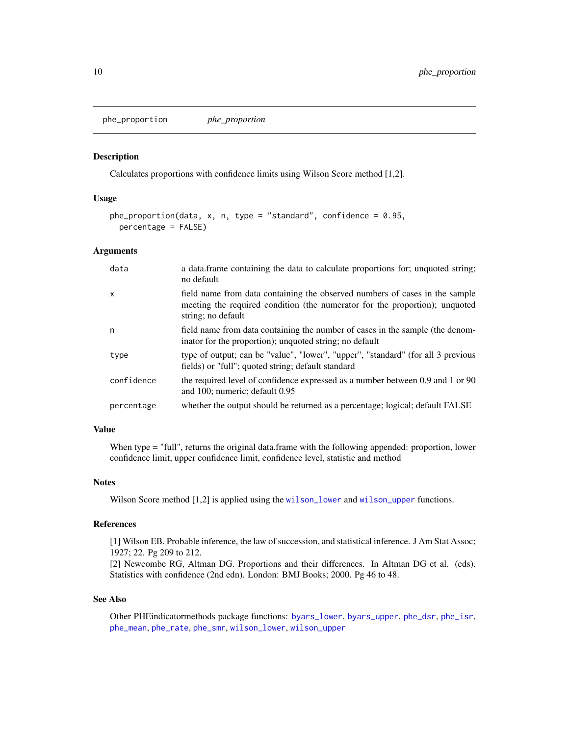## phe_proportion *phe_proportion*

### Description

Calculates proportions with confidence limits using Wilson Score method [1,2].

### Usage

```
phe_proportion(data, x, n, type = "standard", confidence = 0.95,
  percentage = FALSE)
```

### Arguments

| | |
|---|---|
| data | a data.frame containing the data to calculate proportions for; unquoted string; no default |
| x | field name from data containing the observed numbers of cases in the sample meeting the required condition (the numerator for the proportion); unquoted string; no default |
| n | field name from data containing the number of cases in the sample (the denominator for the proportion); unquoted string; no default |
| type | type of output; can be "value", "lower", "upper", "standard" (for all 3 previous fields) or "full"; quoted string; default standard |
| confidence | the required level of confidence expressed as a number between 0.9 and 1 or 90 and 100; numeric; default 0.95 |
| percentage | whether the output should be returned as a percentage; logical; default FALSE |

### Value

When type = "full", returns the original data.frame with the following appended: proportion, lower confidence limit, upper confidence limit, confidence level, statistic and method

### Notes

Wilson Score method [1,2] is applied using the `wilson_lower` and `wilson_upper` functions.

### References

[1] Wilson EB. Probable inference, the law of succession, and statistical inference. J Am Stat Assoc; 1927; 22. Pg 209 to 212.
[2] Newcombe RG, Altman DG. Proportions and their differences. In Altman DG et al. (eds). Statistics with confidence (2nd edn). London: BMJ Books; 2000. Pg 46 to 48.

### See Also

Other PHEindicatormethods package functions: `byars_lower`, `byars_upper`, `phe_dsr`, `phe_isr`, `phe_mean`, `phe_rate`, `phe_smr`, `wilson_lower`, `wilson_upper`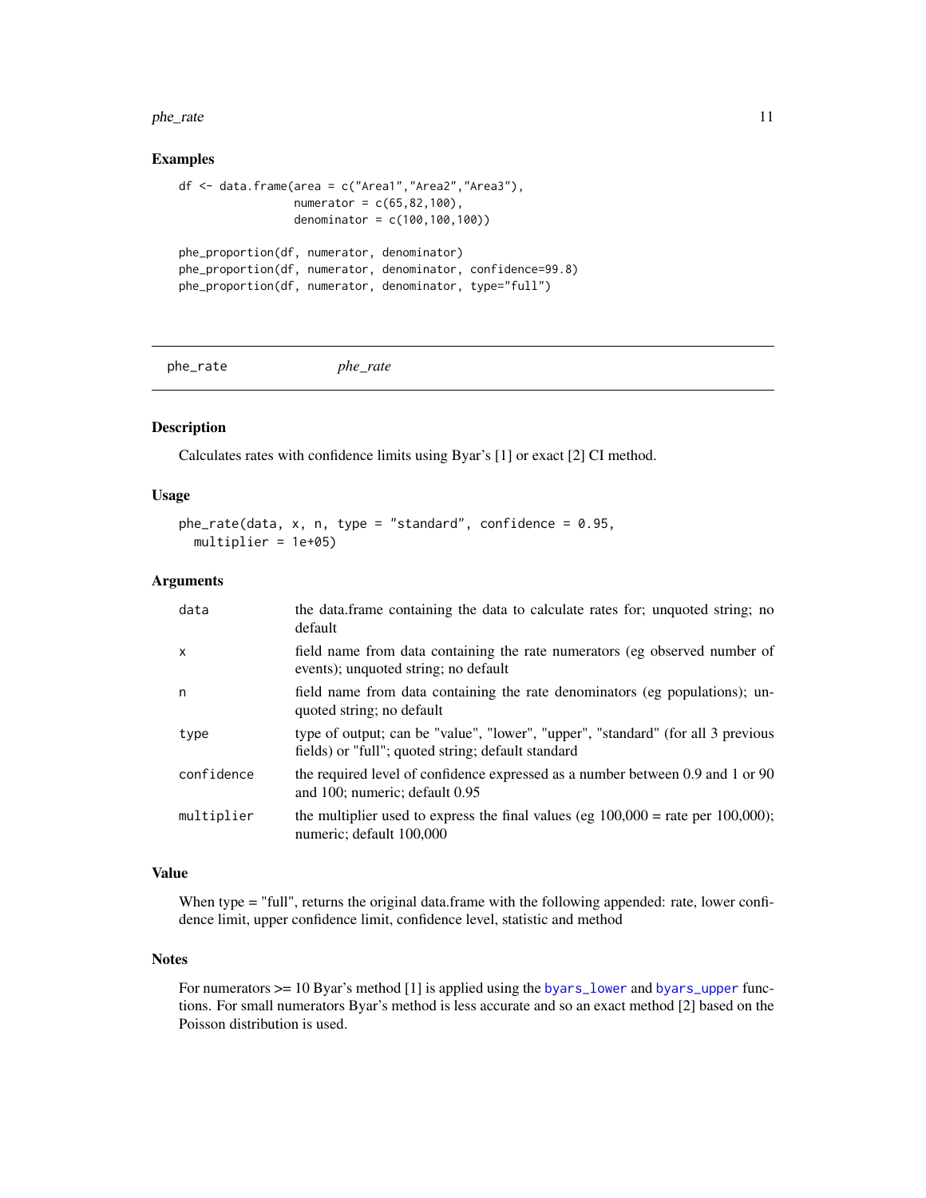## Examples

```
df <- data.frame(area = c("Area1","Area2","Area3"),
                 numerator = c(65,82,100),
                 denominator = c(100,100,100))

phe_proportion(df, numerator, denominator)
phe_proportion(df, numerator, denominator, confidence=99.8)
phe_proportion(df, numerator, denominator, type="full")
```

---

# phe_rate *phe_rate*

---

### Description

Calculates rates with confidence limits using Byar's [1] or exact [2] CI method.

### Usage

```
phe_rate(data, x, n, type = "standard", confidence = 0.95,
  multiplier = 1e+05)
```

### Arguments

| | |
|---|---|
| data | the data.frame containing the data to calculate rates for; unquoted string; no default |
| x | field name from data containing the rate numerators (eg observed number of events); unquoted string; no default |
| n | field name from data containing the rate denominators (eg populations); unquoted string; no default |
| type | type of output; can be "value", "lower", "upper", "standard" (for all 3 previous fields) or "full"; quoted string; default standard |
| confidence | the required level of confidence expressed as a number between 0.9 and 1 or 90 and 100; numeric; default 0.95 |
| multiplier | the multiplier used to express the final values (eg 100,000 = rate per 100,000); numeric; default 100,000 |

### Value

When type = "full", returns the original data.frame with the following appended: rate, lower confidence limit, upper confidence limit, confidence level, statistic and method

### Notes

For numerators >= 10 Byar's method [1] is applied using the `byars_lower` and `byars_upper` functions. For small numerators Byar's method is less accurate and so an exact method [2] based on the Poisson distribution is used.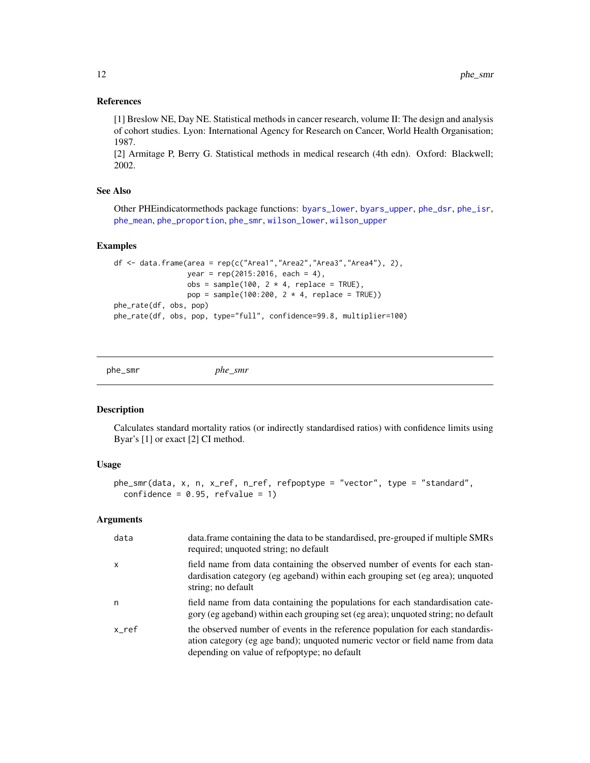### References

[1] Breslow NE, Day NE. Statistical methods in cancer research, volume II: The design and analysis of cohort studies. Lyon: International Agency for Research on Cancer, World Health Organisation; 1987.

[2] Armitage P, Berry G. Statistical methods in medical research (4th edn). Oxford: Blackwell; 2002.

### See Also

Other PHEindicatormethods package functions: byars_lower, byars_upper, phe_dsr, phe_isr, phe_mean, phe_proportion, phe_smr, wilson_lower, wilson_upper

### Examples

```
df <- data.frame(area = rep(c("Area1","Area2","Area3","Area4"), 2),
                 year = rep(2015:2016, each = 4),
                 obs = sample(100, 2 * 4, replace = TRUE),
                 pop = sample(100:200, 2 * 4, replace = TRUE))
phe_rate(df, obs, pop)
phe_rate(df, obs, pop, type="full", confidence=99.8, multiplier=100)
```

---

## phe_smr *phe_smr*

### Description

Calculates standard mortality ratios (or indirectly standardised ratios) with confidence limits using Byar's [1] or exact [2] CI method.

### Usage

```
phe_smr(data, x, n, x_ref, n_ref, refpoptype = "vector", type = "standard",
  confidence = 0.95, refvalue = 1)
```

### Arguments

| | |
|---|---|
| data | data.frame containing the data to be standardised, pre-grouped if multiple SMRs required; unquoted string; no default |
| x | field name from data containing the observed number of events for each standardisation category (eg ageband) within each grouping set (eg area); unquoted string; no default |
| n | field name from data containing the populations for each standardisation category (eg ageband) within each grouping set (eg area); unquoted string; no default |
| x_ref | the observed number of events in the reference population for each standardisation category (eg age band); unquoted numeric vector or field name from data depending on value of refpoptype; no default |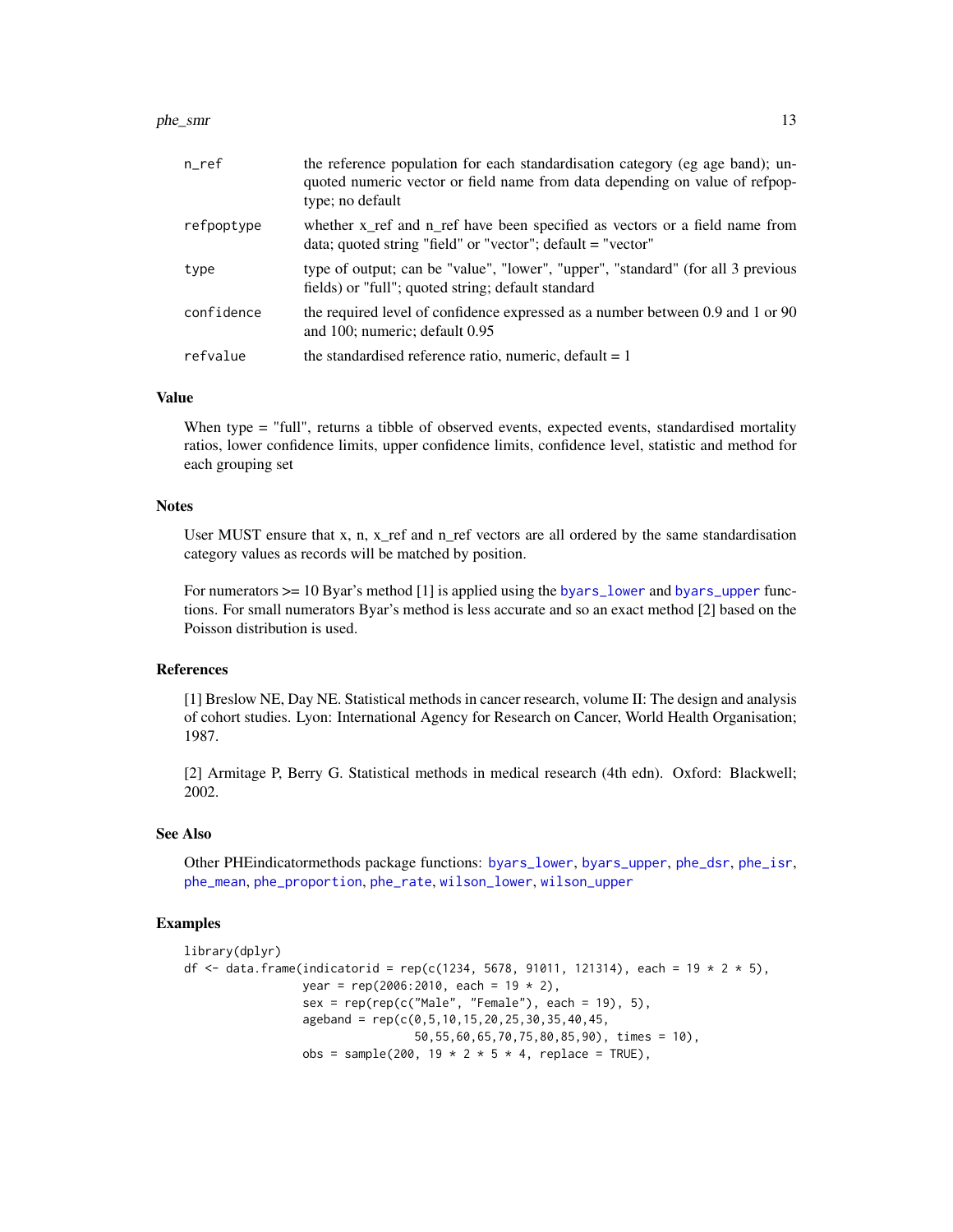| | |
|---|---|
| n_ref | the reference population for each standardisation category (eg age band); unquoted numeric vector or field name from data depending on value of refpoptype; no default |
| refpoptype | whether x_ref and n_ref have been specified as vectors or a field name from data; quoted string "field" or "vector"; default = "vector" |
| type | type of output; can be "value", "lower", "upper", "standard" (for all 3 previous fields) or "full"; quoted string; default standard |
| confidence | the required level of confidence expressed as a number between 0.9 and 1 or 90 and 100; numeric; default 0.95 |
| refvalue | the standardised reference ratio, numeric, default = 1 |

## Value

When type = "full", returns a tibble of observed events, expected events, standardised mortality ratios, lower confidence limits, upper confidence limits, confidence level, statistic and method for each grouping set

## Notes

User MUST ensure that x, n, x_ref and n_ref vectors are all ordered by the same standardisation category values as records will be matched by position.

For numerators >= 10 Byar's method [1] is applied using the `byars_lower` and `byars_upper` functions. For small numerators Byar's method is less accurate and so an exact method [2] based on the Poisson distribution is used.

## References

[1] Breslow NE, Day NE. Statistical methods in cancer research, volume II: The design and analysis of cohort studies. Lyon: International Agency for Research on Cancer, World Health Organisation; 1987.

[2] Armitage P, Berry G. Statistical methods in medical research (4th edn). Oxford: Blackwell; 2002.

## See Also

Other PHEindicatormethods package functions: `byars_lower`, `byars_upper`, `phe_dsr`, `phe_isr`, `phe_mean`, `phe_proportion`, `phe_rate`, `wilson_lower`, `wilson_upper`

## Examples

```
library(dplyr)
df <- data.frame(indicatorid = rep(c(1234, 5678, 91011, 121314), each = 19 * 2 * 5),
                 year = rep(2006:2010, each = 19 * 2),
                 sex = rep(rep(c("Male", "Female"), each = 19), 5),
                 ageband = rep(c(0,5,10,15,20,25,30,35,40,45,
                                 50,55,60,65,70,75,80,85,90), times = 10),
                 obs = sample(200, 19 * 2 * 5 * 4, replace = TRUE),
```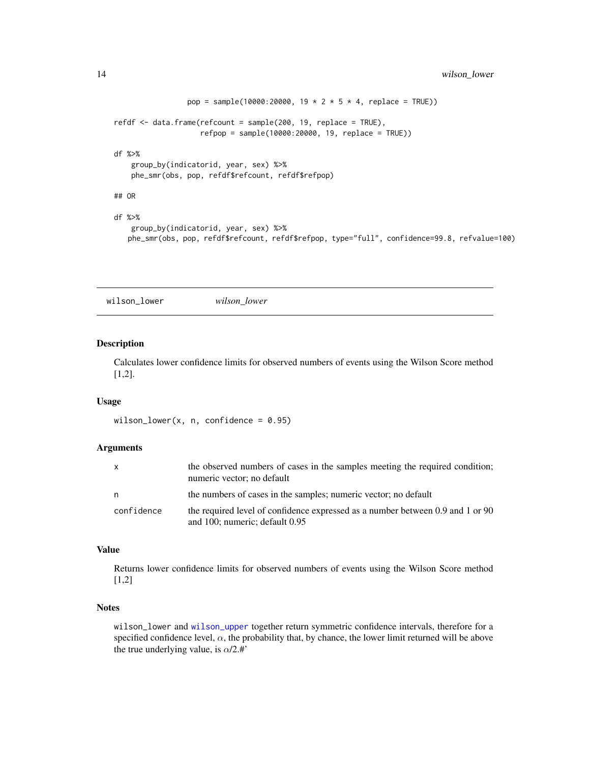```
                 pop = sample(10000:20000, 19 * 2 * 5 * 4, replace = TRUE))

refdf <- data.frame(refcount = sample(200, 19, replace = TRUE),
                    refpop = sample(10000:20000, 19, replace = TRUE))

df %>%
    group_by(indicatorid, year, sex) %>%
    phe_smr(obs, pop, refdf$refcount, refdf$refpop)

## OR

df %>%
    group_by(indicatorid, year, sex) %>%
   phe_smr(obs, pop, refdf$refcount, refdf$refpop, type="full", confidence=99.8, refvalue=100)
```

## wilson_lower *wilson_lower*

### Description

Calculates lower confidence limits for observed numbers of events using the Wilson Score method [1,2].

### Usage

```
wilson_lower(x, n, confidence = 0.95)
```

### Arguments

| | |
|---|---|
| x | the observed numbers of cases in the samples meeting the required condition; numeric vector; no default |
| n | the numbers of cases in the samples; numeric vector; no default |
| confidence | the required level of confidence expressed as a number between 0.9 and 1 or 90 and 100; numeric; default 0.95 |

### Value

Returns lower confidence limits for observed numbers of events using the Wilson Score method [1,2]

### Notes

wilson_lower and wilson_upper together return symmetric confidence intervals, therefore for a specified confidence level, $\alpha$, the probability that, by chance, the lower limit returned will be above the true underlying value, is $\alpha$/2.#'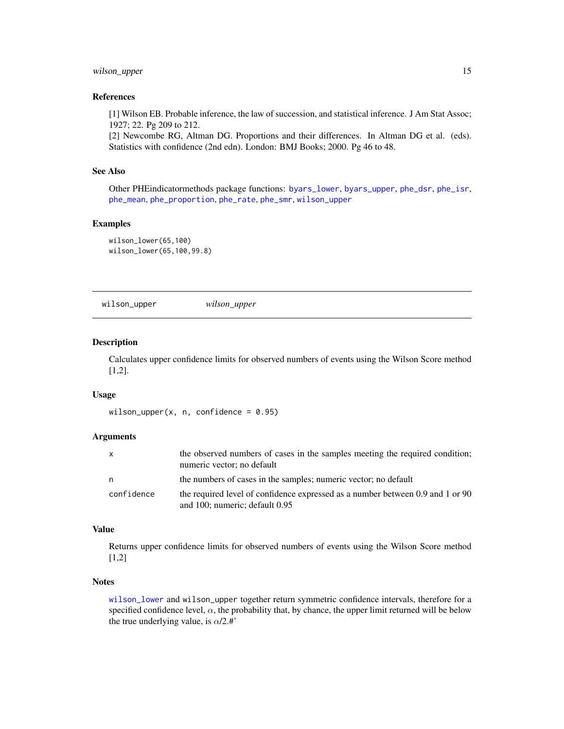### References

[1] Wilson EB. Probable inference, the law of succession, and statistical inference. J Am Stat Assoc; 1927; 22. Pg 209 to 212.
[2] Newcombe RG, Altman DG. Proportions and their differences. In Altman DG et al. (eds). Statistics with confidence (2nd edn). London: BMJ Books; 2000. Pg 46 to 48.

### See Also

Other PHEindicatormethods package functions: byars_lower, byars_upper, phe_dsr, phe_isr, phe_mean, phe_proportion, phe_rate, phe_smr, wilson_upper

### Examples

```
wilson_lower(65,100)
wilson_lower(65,100,99.8)
```

---

## wilson_upper    *wilson_upper*

---

### Description

Calculates upper confidence limits for observed numbers of events using the Wilson Score method [1,2].

### Usage

```
wilson_upper(x, n, confidence = 0.95)
```

### Arguments

| | |
|---|---|
| x | the observed numbers of cases in the samples meeting the required condition; numeric vector; no default |
| n | the numbers of cases in the samples; numeric vector; no default |
| confidence | the required level of confidence expressed as a number between 0.9 and 1 or 90 and 100; numeric; default 0.95 |

### Value

Returns upper confidence limits for observed numbers of events using the Wilson Score method [1,2]

### Notes

wilson_lower and wilson_upper together return symmetric confidence intervals, therefore for a specified confidence level, $\alpha$, the probability that, by chance, the upper limit returned will be below the true underlying value, is $\alpha$/2.#'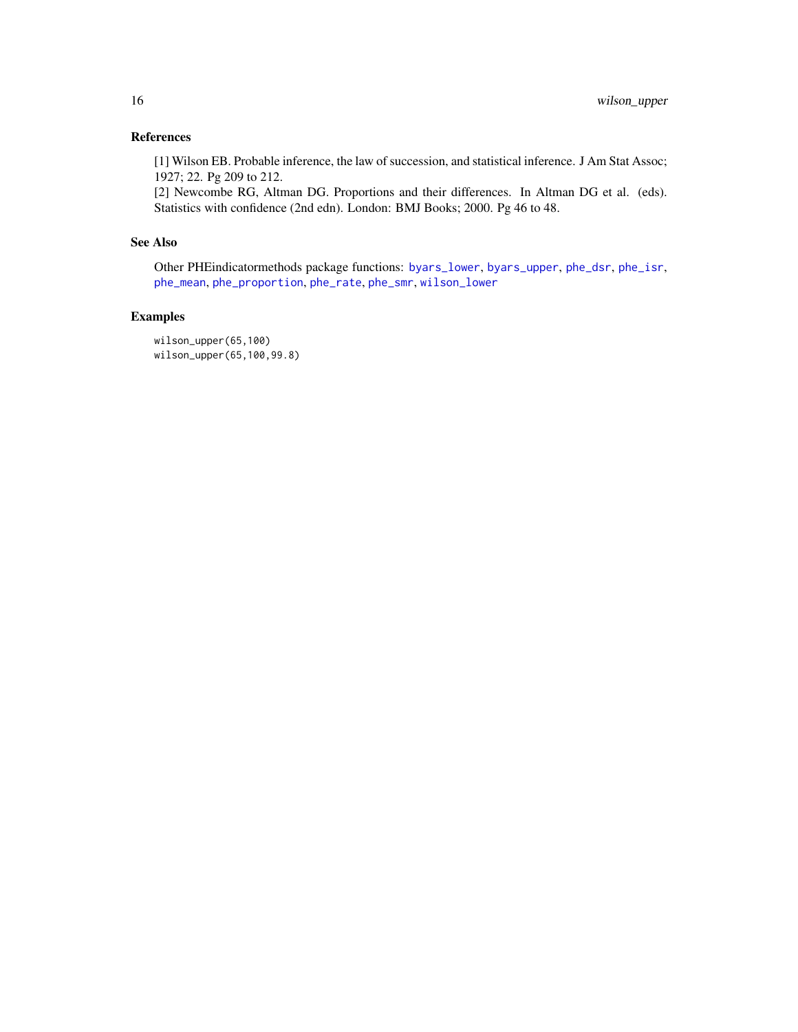## References

[1] Wilson EB. Probable inference, the law of succession, and statistical inference. J Am Stat Assoc; 1927; 22. Pg 209 to 212.
[2] Newcombe RG, Altman DG. Proportions and their differences. In Altman DG et al. (eds). Statistics with confidence (2nd edn). London: BMJ Books; 2000. Pg 46 to 48.

## See Also

Other PHEindicatormethods package functions: `byars_lower`, `byars_upper`, `phe_dsr`, `phe_isr`, `phe_mean`, `phe_proportion`, `phe_rate`, `phe_smr`, `wilson_lower`

## Examples

```
wilson_upper(65,100)
wilson_upper(65,100,99.8)
```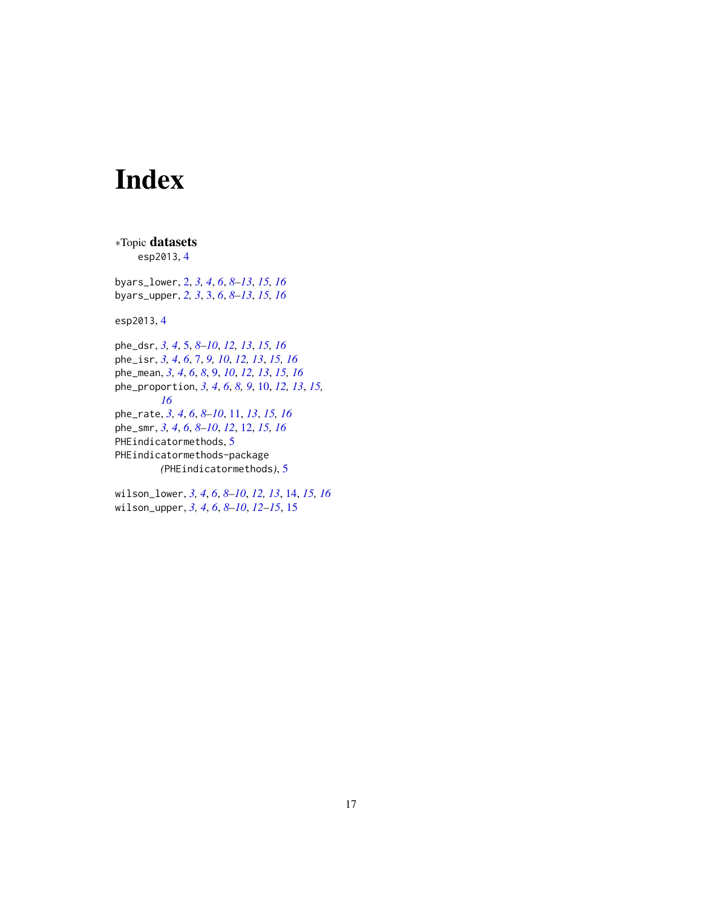# Index

∗Topic **datasets**
    esp2013, *4*

byars_lower, 2, *3, 4*, *6*, *8–13*, *15, 16*
byars_upper, *2, 3*, 3, *6*, *8–13*, *15, 16*

esp2013, 4

phe_dsr, *3, 4*, 5, *8–10*, *12, 13*, *15, 16*
phe_isr, *3, 4*, *6*, 7, *9, 10*, *12, 13*, *15, 16*
phe_mean, *3, 4*, *6*, *8*, 9, *10*, *12, 13*, *15, 16*
phe_proportion, *3, 4*, *6*, *8, 9*, 10, *12, 13*, *15, 16*
phe_rate, *3, 4*, *6*, *8–10*, 11, *13*, *15, 16*
phe_smr, *3, 4*, *6*, *8–10*, *12*, 12, *15, 16*
PHEindicatormethods, 5
PHEindicatormethods-package (PHEindicatormethods), 5

wilson_lower, *3, 4*, *6*, *8–10*, *12, 13*, 14, *15, 16*
wilson_upper, *3, 4*, *6*, *8–10*, *12–15*, 15